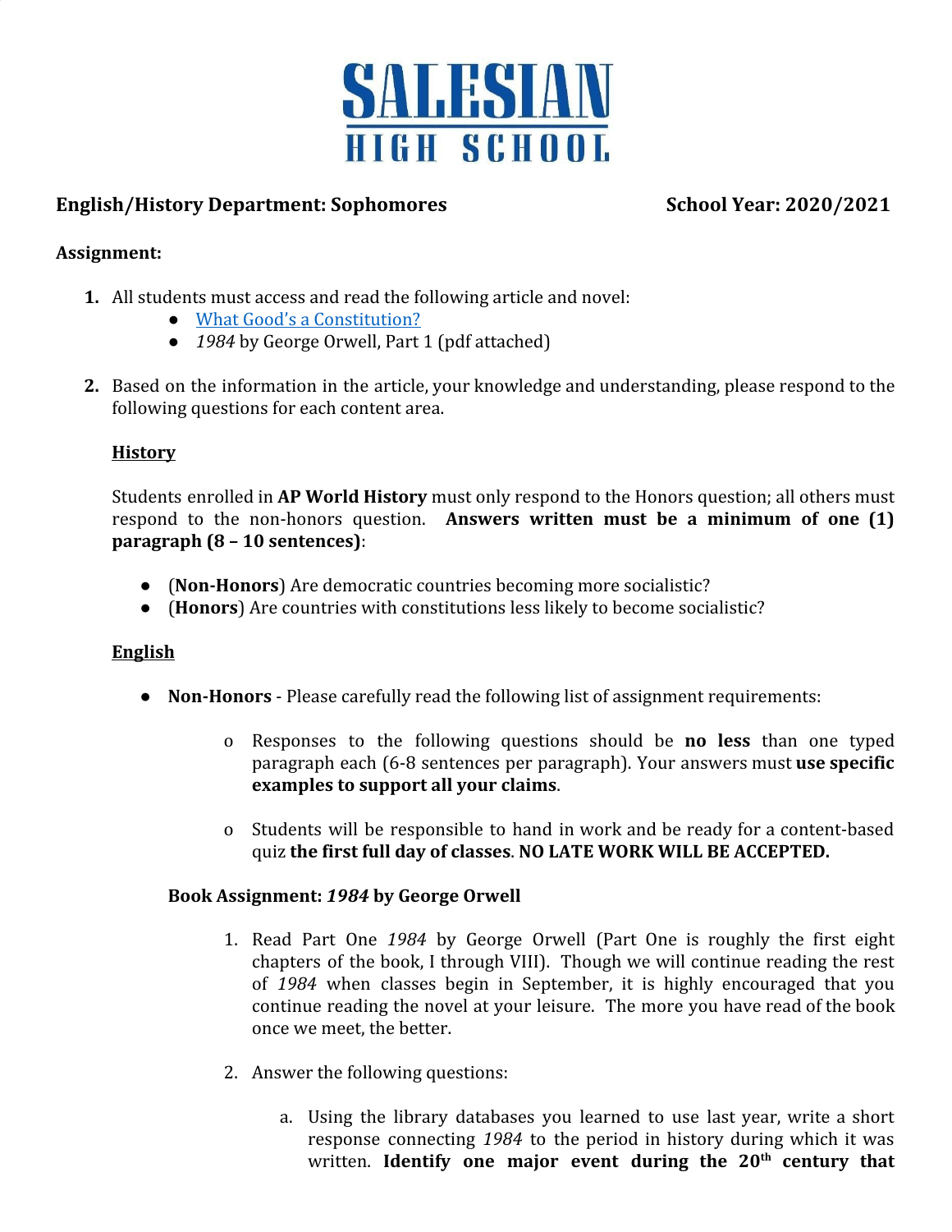# SALESIAN HIGH SCHOOL

**English/History Department: Sophomores** **School Year: 2020/2021**

**Assignment:**

1. All students must access and read the following article and novel:
   - [What Good's a Constitution?]
   - *1984* by George Orwell, Part 1 (pdf attached)

2. Based on the information in the article, your knowledge and understanding, please respond to the following questions for each content area.

   **History**

   Students enrolled in **AP World History** must only respond to the Honors question; all others must respond to the non-honors question. **Answers written must be a minimum of one (1) paragraph (8 – 10 sentences)**:

   - (**Non-Honors**) Are democratic countries becoming more socialistic?
   - (**Honors**) Are countries with constitutions less likely to become socialistic?

   **English**

   - **Non-Honors** - Please carefully read the following list of assignment requirements:
     - Responses to the following questions should be **no less** than one typed paragraph each (6-8 sentences per paragraph). Your answers must **use specific examples to support all your claims**.
     - Students will be responsible to hand in work and be ready for a content-based quiz **the first full day of classes**. **NO LATE WORK WILL BE ACCEPTED.**

   **Book Assignment: *1984* by George Orwell**

   1. Read Part One *1984* by George Orwell (Part One is roughly the first eight chapters of the book, I through VIII). Though we will continue reading the rest of *1984* when classes begin in September, it is highly encouraged that you continue reading the novel at your leisure. The more you have read of the book once we meet, the better.

   2. Answer the following questions:

      a. Using the library databases you learned to use last year, write a short response connecting *1984* to the period in history during which it was written. **Identify one major event during the 20th century that**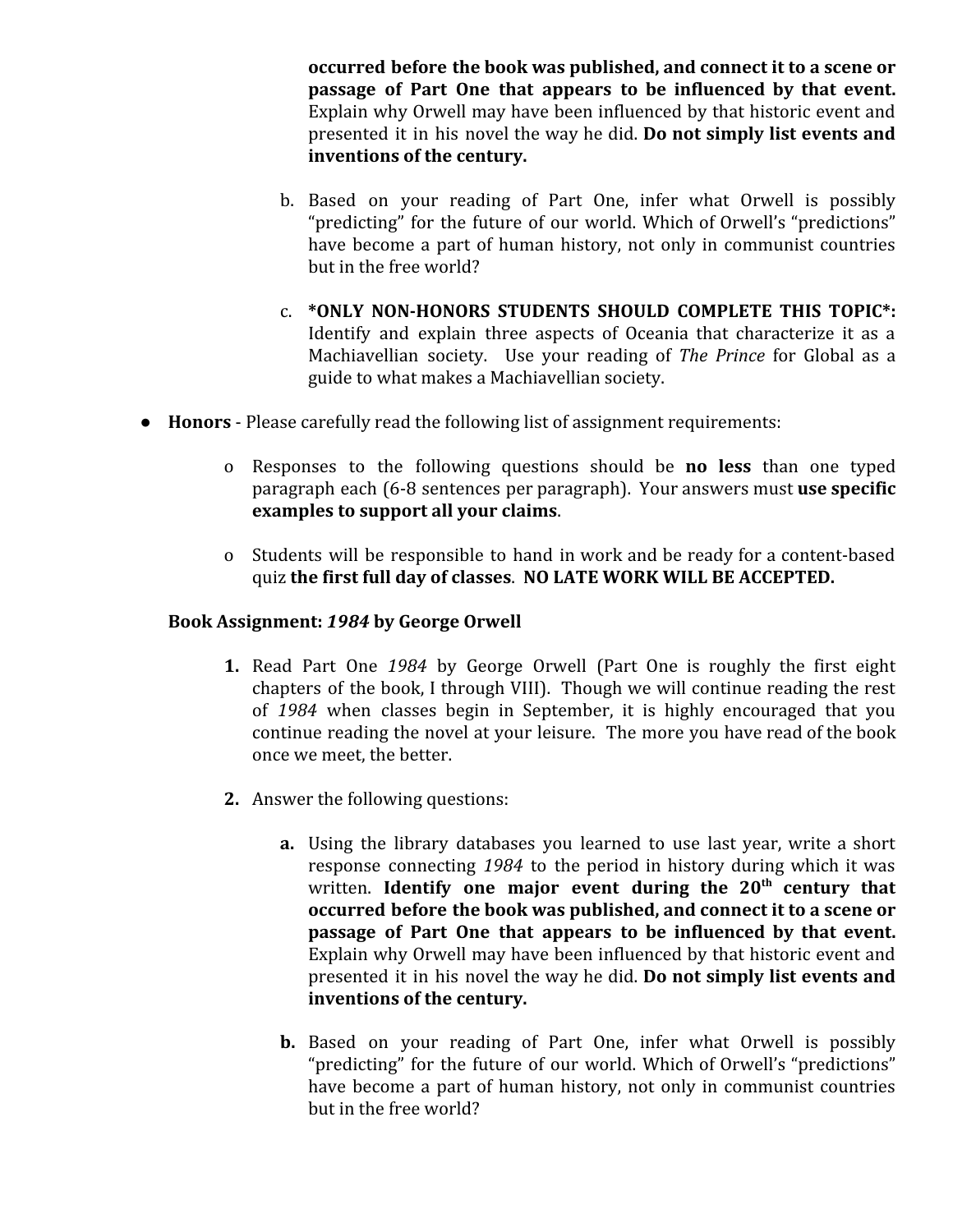**occurred before the book was published, and connect it to a scene or passage of Part One that appears to be influenced by that event.** Explain why Orwell may have been influenced by that historic event and presented it in his novel the way he did. **Do not simply list events and inventions of the century.**

b. Based on your reading of Part One, infer what Orwell is possibly "predicting" for the future of our world. Which of Orwell's "predictions" have become a part of human history, not only in communist countries but in the free world?

c. ***ONLY NON-HONORS STUDENTS SHOULD COMPLETE THIS TOPIC*:** Identify and explain three aspects of Oceania that characterize it as a Machiavellian society. Use your reading of *The Prince* for Global as a guide to what makes a Machiavellian society.

- **Honors** - Please carefully read the following list of assignment requirements:

  - Responses to the following questions should be **no less** than one typed paragraph each (6-8 sentences per paragraph). Your answers must **use specific examples to support all your claims**.

  - Students will be responsible to hand in work and be ready for a content-based quiz **the first full day of classes**. **NO LATE WORK WILL BE ACCEPTED.**

**Book Assignment: *1984* by George Orwell**

1. Read Part One *1984* by George Orwell (Part One is roughly the first eight chapters of the book, I through VIII). Though we will continue reading the rest of *1984* when classes begin in September, it is highly encouraged that you continue reading the novel at your leisure. The more you have read of the book once we meet, the better.

2. Answer the following questions:

   **a.** Using the library databases you learned to use last year, write a short response connecting *1984* to the period in history during which it was written. **Identify one major event during the 20th century that occurred before the book was published, and connect it to a scene or passage of Part One that appears to be influenced by that event.** Explain why Orwell may have been influenced by that historic event and presented it in his novel the way he did. **Do not simply list events and inventions of the century.**

   **b.** Based on your reading of Part One, infer what Orwell is possibly "predicting" for the future of our world. Which of Orwell's "predictions" have become a part of human history, not only in communist countries but in the free world?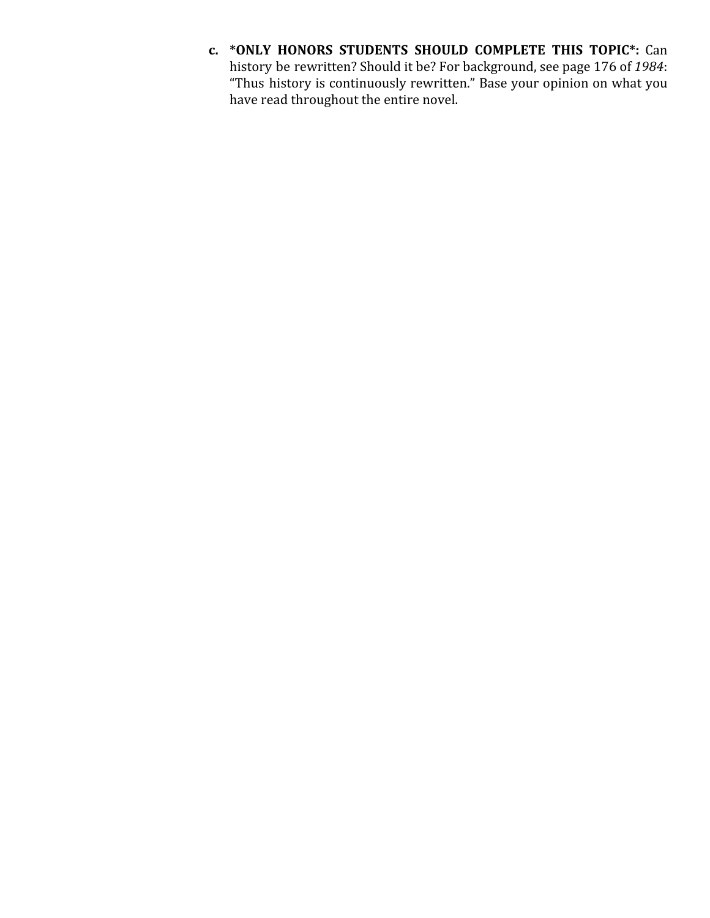c. **\*ONLY HONORS STUDENTS SHOULD COMPLETE THIS TOPIC\*:** Can history be rewritten? Should it be? For background, see page 176 of *1984*: "Thus history is continuously rewritten." Base your opinion on what you have read throughout the entire novel.